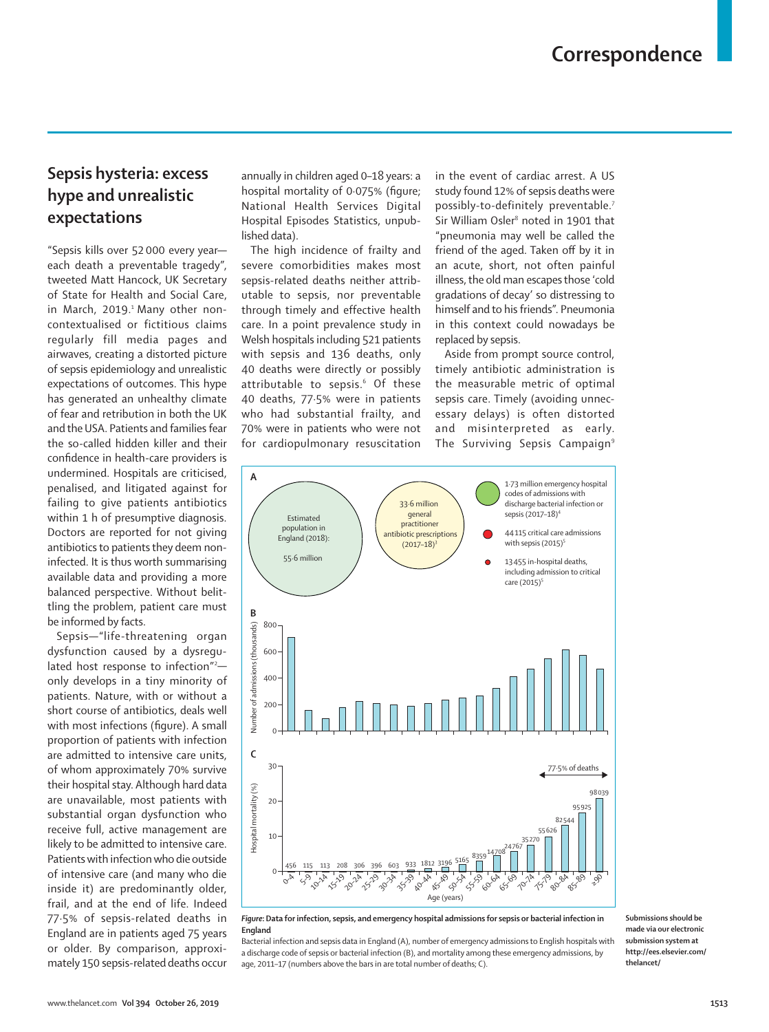## Sepsis hysteria: excess hype and unrealistic expectations

"Sepsis kills over 52 000 every year—each death a preventable tragedy", tweeted Matt Hancock, UK Secretary of State for Health and Social Care, in March, 2019.[1] Many other non-contextualised or fictitious claims regularly fill media pages and airwaves, creating a distorted picture of sepsis epidemiology and unrealistic expectations of outcomes. This hype has generated an unhealthy climate of fear and retribution in both the UK and the USA. Patients and families fear the so-called hidden killer and their confidence in health-care providers is undermined. Hospitals are criticised, penalised, and litigated against for failing to give patients antibiotics within 1 h of presumptive diagnosis. Doctors are reported for not giving antibiotics to patients they deem non-infected. It is thus worth summarising available data and providing a more balanced perspective. Without belittling the problem, patient care must be informed by facts.

Sepsis—"life-threatening organ dysfunction caused by a dysregulated host response to infection"[2]—only develops in a tiny minority of patients. Nature, with or without a short course of antibiotics, deals well with most infections (figure). A small proportion of patients with infection are admitted to intensive care units, of whom approximately 70% survive their hospital stay. Although hard data are unavailable, most patients with substantial organ dysfunction who receive full, active management are likely to be admitted to intensive care. Patients with infection who die outside of intensive care (and many who die inside it) are predominantly older, frail, and at the end of life. Indeed 77·5% of sepsis-related deaths in England are in patients aged 75 years or older. By comparison, approximately 150 sepsis-related deaths occur annually in children aged 0–18 years: a hospital mortality of 0·075% (figure; National Health Services Digital Hospital Episodes Statistics, unpublished data).

The high incidence of frailty and severe comorbidities makes most sepsis-related deaths neither attributable to sepsis, nor preventable through timely and effective health care. In a point prevalence study in Welsh hospitals including 521 patients with sepsis and 136 deaths, only 40 deaths were directly or possibly attributable to sepsis.[6] Of these 40 deaths, 77·5% were in patients who had substantial frailty, and 70% were in patients who were not for cardiopulmonary resuscitation in the event of cardiac arrest. A US study found 12% of sepsis deaths were possibly-to-definitely preventable.[7] Sir William Osler[8] noted in 1901 that "pneumonia may well be called the friend of the aged. Taken off by it in an acute, short, not often painful illness, the old man escapes those 'cold gradations of decay' so distressing to himself and to his friends". Pneumonia in this context could nowadays be replaced by sepsis.

Aside from prompt source control, timely antibiotic administration is the measurable metric of optimal sepsis care. Timely (avoiding unnecessary delays) is often distorted and misinterpreted as early. The Surviving Sepsis Campaign[9]

A

Estimated population in England (2018): 55·6 million

33·6 million general practitioner antibiotic prescriptions (2017–18)[3]

1·73 million emergency hospital codes of admissions with discharge bacterial infection or sepsis (2017–18)[4]

44 115 critical care admissions with sepsis (2015)[5]

13 455 in-hospital deaths, including admission to critical care (2015)[5]

B

C

77·5% of deaths

*Figure:* **Data for infection, sepsis, and emergency hospital admissions for sepsis or bacterial infection in England**

Bacterial infection and sepsis data in England (A), number of emergency admissions to English hospitals with a discharge code of sepsis or bacterial infection (B), and mortality among these emergency admissions, by age, 2011–17 (numbers above the bars in are total number of deaths; C).

Submissions should be made via our electronic submission system at http://ees.elsevier.com/thelancet/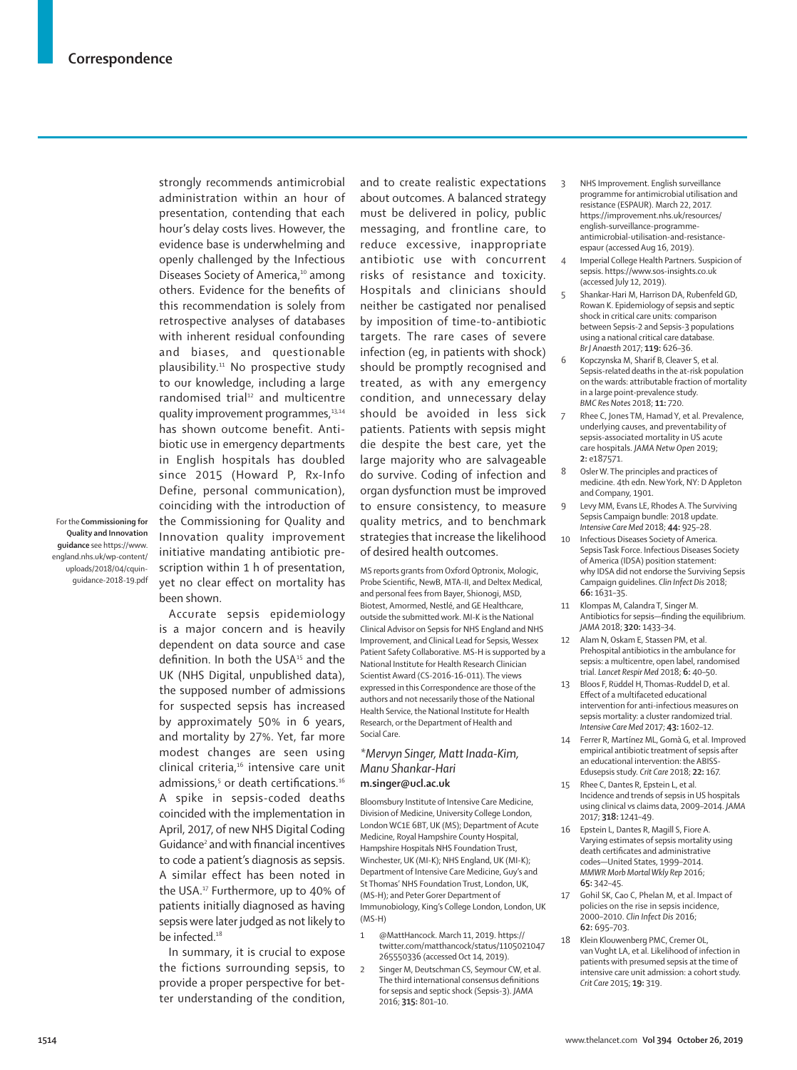strongly recommends antimicrobial administration within an hour of presentation, contending that each hour's delay costs lives. However, the evidence base is underwhelming and openly challenged by the Infectious Diseases Society of America,[10] among others. Evidence for the benefits of this recommendation is solely from retrospective analyses of databases with inherent residual confounding and biases, and questionable plausibility.[11] No prospective study to our knowledge, including a large randomised trial[12] and multicentre quality improvement programmes,[13,14] has shown outcome benefit. Antibiotic use in emergency departments in English hospitals has doubled since 2015 (Howard P, Rx-Info Define, personal communication), coinciding with the introduction of the Commissioning for Quality and Innovation quality improvement initiative mandating antibiotic prescription within 1 h of presentation, yet no clear effect on mortality has been shown.

For the **Commissioning for Quality and Innovation guidance** see https://www.england.nhs.uk/wp-content/uploads/2018/04/cquin-guidance-2018-19.pdf

Accurate sepsis epidemiology is a major concern and is heavily dependent on data source and case definition. In both the USA[15] and the UK (NHS Digital, unpublished data), the supposed number of admissions for suspected sepsis has increased by approximately 50% in 6 years, and mortality by 27%. Yet, far more modest changes are seen using clinical criteria,[16] intensive care unit admissions,[5] or death certifications.[16] A spike in sepsis-coded deaths coincided with the implementation in April, 2017, of new NHS Digital Coding Guidance[2] and with financial incentives to code a patient's diagnosis as sepsis. A similar effect has been noted in the USA.[17] Furthermore, up to 40% of patients initially diagnosed as having sepsis were later judged as not likely to be infected.[18]

In summary, it is crucial to expose the fictions surrounding sepsis, to provide a proper perspective for better understanding of the condition, and to create realistic expectations about outcomes. A balanced strategy must be delivered in policy, public messaging, and frontline care, to reduce excessive, inappropriate antibiotic use with concurrent risks of resistance and toxicity. Hospitals and clinicians should neither be castigated nor penalised by imposition of time-to-antibiotic targets. The rare cases of severe infection (eg, in patients with shock) should be promptly recognised and treated, as with any emergency condition, and unnecessary delay should be avoided in less sick patients. Patients with sepsis might die despite the best care, yet the large majority who are salvageable do survive. Coding of infection and organ dysfunction must be improved to ensure consistency, to measure quality metrics, and to benchmark strategies that increase the likelihood of desired health outcomes.

MS reports grants from Oxford Optronix, Mologic, Probe Scientific, NewB, MTA-II, and Deltex Medical, and personal fees from Bayer, Shionogi, MSD, Biotest, Amormed, Nestlé, and GE Healthcare, outside the submitted work. MI-K is the National Clinical Advisor on Sepsis for NHS England and NHS Improvement, and Clinical Lead for Sepsis, Wessex Patient Safety Collaborative. MS-H is supported by a National Institute for Health Research Clinician Scientist Award (CS-2016-16-011). The views expressed in this Correspondence are those of the authors and not necessarily those of the National Health Service, the National Institute for Health Research, or the Department of Health and Social Care.

*Mervyn Singer, Matt Inada-Kim, Manu Shankar-Hari*
**m.singer@ucl.ac.uk**

Bloomsbury Institute of Intensive Care Medicine, Division of Medicine, University College London, London WC1E 6BT, UK (MS); Department of Acute Medicine, Royal Hampshire County Hospital, Hampshire Hospitals NHS Foundation Trust, Winchester, UK (MI-K); NHS England, UK (MI-K); Department of Intensive Care Medicine, Guy's and St Thomas' NHS Foundation Trust, London, UK, (MS-H); and Peter Gorer Department of Immunobiology, King's College London, London, UK (MS-H)

1. @MattHancock. March 11, 2019. https://twitter.com/matthancock/status/1105021047265550336 (accessed Oct 14, 2019).
2. Singer M, Deutschman CS, Seymour CW, et al. The third international consensus definitions for sepsis and septic shock (Sepsis-3). *JAMA* 2016; **315:** 801–10.
3. NHS Improvement. English surveillance programme for antimicrobial utilisation and resistance (ESPAUR). March 22, 2017. https://improvement.nhs.uk/resources/english-surveillance-programme-antimicrobial-utilisation-and-resistance-espaur (accessed Aug 16, 2019).
4. Imperial College Health Partners. Suspicion of sepsis. https://www.sos-insights.co.uk (accessed July 12, 2019).
5. Shankar-Hari M, Harrison DA, Rubenfeld GD, Rowan K. Epidemiology of sepsis and septic shock in critical care units: comparison between Sepsis-2 and Sepsis-3 populations using a national critical care database. *Br J Anaesth* 2017; **119:** 626–36.
6. Kopczynska M, Sharif B, Cleaver S, et al. Sepsis-related deaths in the at-risk population on the wards: attributable fraction of mortality in a large point-prevalence study. *BMC Res Notes* 2018; **11:** 720.
7. Rhee C, Jones TM, Hamad Y, et al. Prevalence, underlying causes, and preventability of sepsis-associated mortality in US acute care hospitals. *JAMA Netw Open* 2019; **2:** e187571.
8. Osler W. The principles and practices of medicine. 4th edn. New York, NY: D Appleton and Company, 1901.
9. Levy MM, Evans LE, Rhodes A. The Surviving Sepsis Campaign bundle: 2018 update. *Intensive Care Med* 2018; **44:** 925–28.
10. Infectious Diseases Society of America. Sepsis Task Force. Infectious Diseases Society of America (IDSA) position statement: why IDSA did not endorse the Surviving Sepsis Campaign guidelines. *Clin Infect Dis* 2018; **66:** 1631–35.
11. Klompas M, Calandra T, Singer M. Antibiotics for sepsis—finding the equilibrium. *JAMA* 2018; **320:** 1433–34.
12. Alam N, Oskam E, Stassen PM, et al. Prehospital antibiotics in the ambulance for sepsis: a multicentre, open label, randomised trial. *Lancet Respir Med* 2018; **6:** 40–50.
13. Bloos F, Rüddel H, Thomas-Rüddel D, et al. Effect of a multifaceted educational intervention for anti-infectious measures on sepsis mortality: a cluster randomized trial. *Intensive Care Med* 2017; **43:** 1602–12.
14. Ferrer R, Martínez ML, Gomà G, et al. Improved empirical antibiotic treatment of sepsis after an educational intervention: the ABISS-Edusepsis study. *Crit Care* 2018; **22:** 167.
15. Rhee C, Dantes R, Epstein L, et al. Incidence and trends of sepsis in US hospitals using clinical vs claims data, 2009–2014. *JAMA* 2017; **318:** 1241–49.
16. Epstein L, Dantes R, Magill S, Fiore A. Varying estimates of sepsis mortality using death certificates and administrative codes—United States, 1999–2014. *MMWR Morb Mortal Wkly Rep* 2016; **65:** 342–45.
17. Gohil SK, Cao C, Phelan M, et al. Impact of policies on the rise in sepsis incidence, 2000–2010. *Clin Infect Dis* 2016; **62:** 695–703.
18. Klein Klouwenberg PMC, Cremer OL, van Vught LA, et al. Likelihood of infection in patients with presumed sepsis at the time of intensive care unit admission: a cohort study. *Crit Care* 2015; **19:** 319.